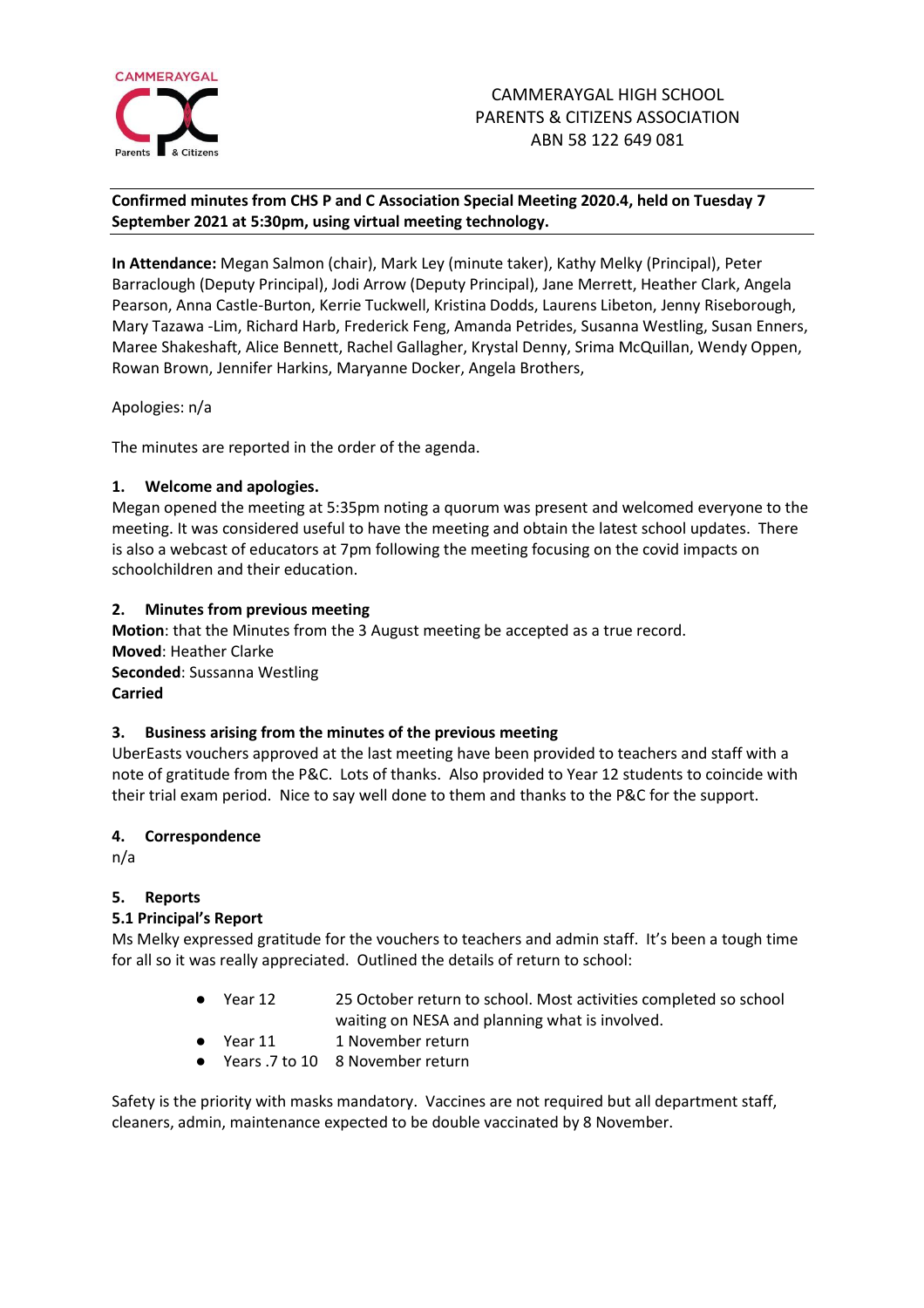CAMMERAYGAL HIGH SCHOOL
PARENTS & CITIZENS ASSOCIATION
ABN 58 122 649 081

**Confirmed minutes from CHS P and C Association Special Meeting 2020.4, held on Tuesday 7 September 2021 at 5:30pm, using virtual meeting technology.**

**In Attendance:** Megan Salmon (chair), Mark Ley (minute taker), Kathy Melky (Principal), Peter Barraclough (Deputy Principal), Jodi Arrow (Deputy Principal), Jane Merrett, Heather Clark, Angela Pearson, Anna Castle-Burton, Kerrie Tuckwell, Kristina Dodds, Laurens Libeton, Jenny Riseborough, Mary Tazawa -Lim, Richard Harb, Frederick Feng, Amanda Petrides, Susanna Westling, Susan Enners, Maree Shakeshaft, Alice Bennett, Rachel Gallagher, Krystal Denny, Srima McQuillan, Wendy Oppen, Rowan Brown, Jennifer Harkins, Maryanne Docker, Angela Brothers,

Apologies: n/a

The minutes are reported in the order of the agenda.

### 1. Welcome and apologies.

Megan opened the meeting at 5:35pm noting a quorum was present and welcomed everyone to the meeting. It was considered useful to have the meeting and obtain the latest school updates. There is also a webcast of educators at 7pm following the meeting focusing on the covid impacts on schoolchildren and their education.

### 2. Minutes from previous meeting

**Motion**: that the Minutes from the 3 August meeting be accepted as a true record.
**Moved**: Heather Clarke
**Seconded**: Sussanna Westling
**Carried**

### 3. Business arising from the minutes of the previous meeting

UberEasts vouchers approved at the last meeting have been provided to teachers and staff with a note of gratitude from the P&C. Lots of thanks. Also provided to Year 12 students to coincide with their trial exam period. Nice to say well done to them and thanks to the P&C for the support.

### 4. Correspondence

n/a

### 5. Reports

#### 5.1 Principal's Report

Ms Melky expressed gratitude for the vouchers to teachers and admin staff. It's been a tough time for all so it was really appreciated. Outlined the details of return to school:

- Year 12 — 25 October return to school. Most activities completed so school waiting on NESA and planning what is involved.
- Year 11 — 1 November return
- Years .7 to 10 — 8 November return

Safety is the priority with masks mandatory. Vaccines are not required but all department staff, cleaners, admin, maintenance expected to be double vaccinated by 8 November.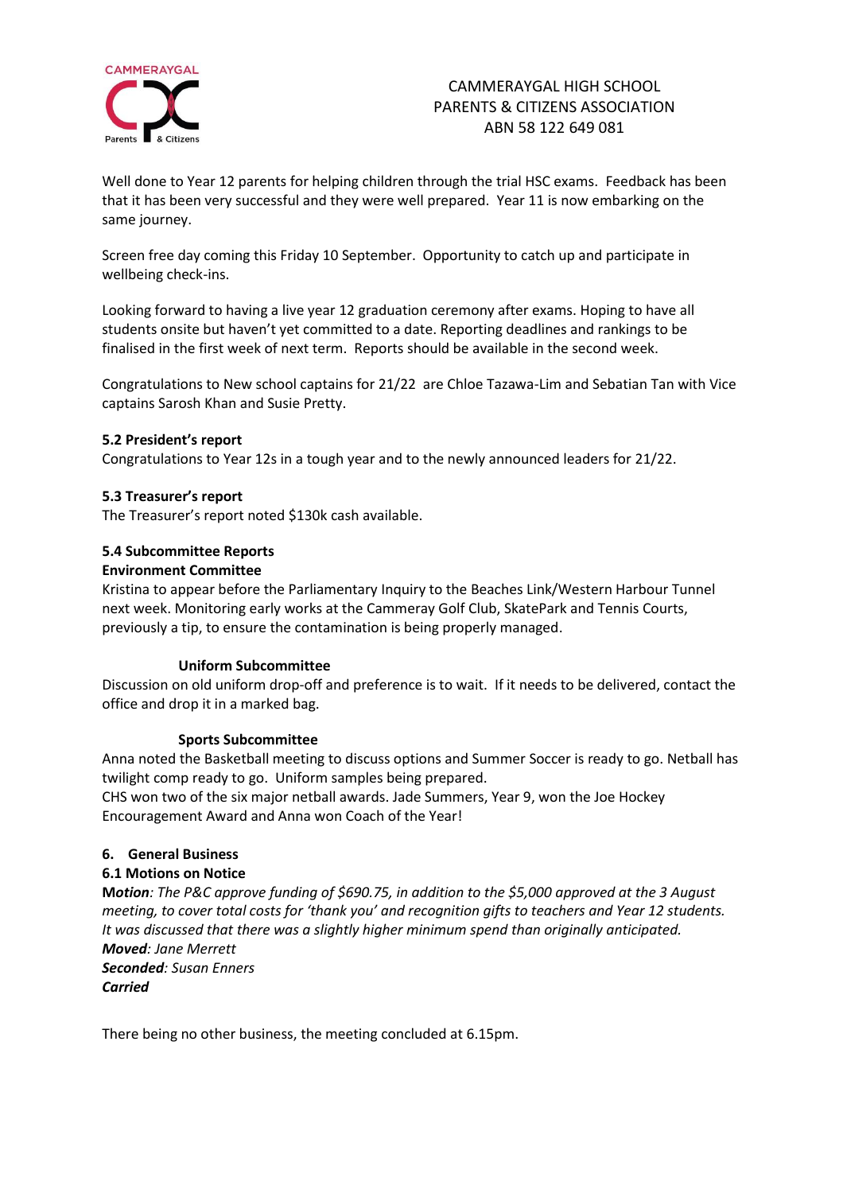Well done to Year 12 parents for helping children through the trial HSC exams. Feedback has been that it has been very successful and they were well prepared. Year 11 is now embarking on the same journey.

Screen free day coming this Friday 10 September. Opportunity to catch up and participate in wellbeing check-ins.

Looking forward to having a live year 12 graduation ceremony after exams. Hoping to have all students onsite but haven't yet committed to a date. Reporting deadlines and rankings to be finalised in the first week of next term. Reports should be available in the second week.

Congratulations to New school captains for 21/22 are Chloe Tazawa-Lim and Sebatian Tan with Vice captains Sarosh Khan and Susie Pretty.

**5.2 President's report**

Congratulations to Year 12s in a tough year and to the newly announced leaders for 21/22.

**5.3 Treasurer's report**

The Treasurer's report noted $130k cash available.

**5.4 Subcommittee Reports**

**Environment Committee**

Kristina to appear before the Parliamentary Inquiry to the Beaches Link/Western Harbour Tunnel next week. Monitoring early works at the Cammeray Golf Club, SkatePark and Tennis Courts, previously a tip, to ensure the contamination is being properly managed.

**Uniform Subcommittee**

Discussion on old uniform drop-off and preference is to wait. If it needs to be delivered, contact the office and drop it in a marked bag.

**Sports Subcommittee**

Anna noted the Basketball meeting to discuss options and Summer Soccer is ready to go. Netball has twilight comp ready to go. Uniform samples being prepared.
CHS won two of the six major netball awards. Jade Summers, Year 9, won the Joe Hockey Encouragement Award and Anna won Coach of the Year!

**6. General Business**

**6.1 Motions on Notice**

***Motion**: The P&C approve funding of $690.75, in addition to the $5,000 approved at the 3 August meeting, to cover total costs for 'thank you' and recognition gifts to teachers and Year 12 students. It was discussed that there was a slightly higher minimum spend than originally anticipated.*
***Moved**: Jane Merrett*
***Seconded**: Susan Enners*
***Carried***

There being no other business, the meeting concluded at 6.15pm.